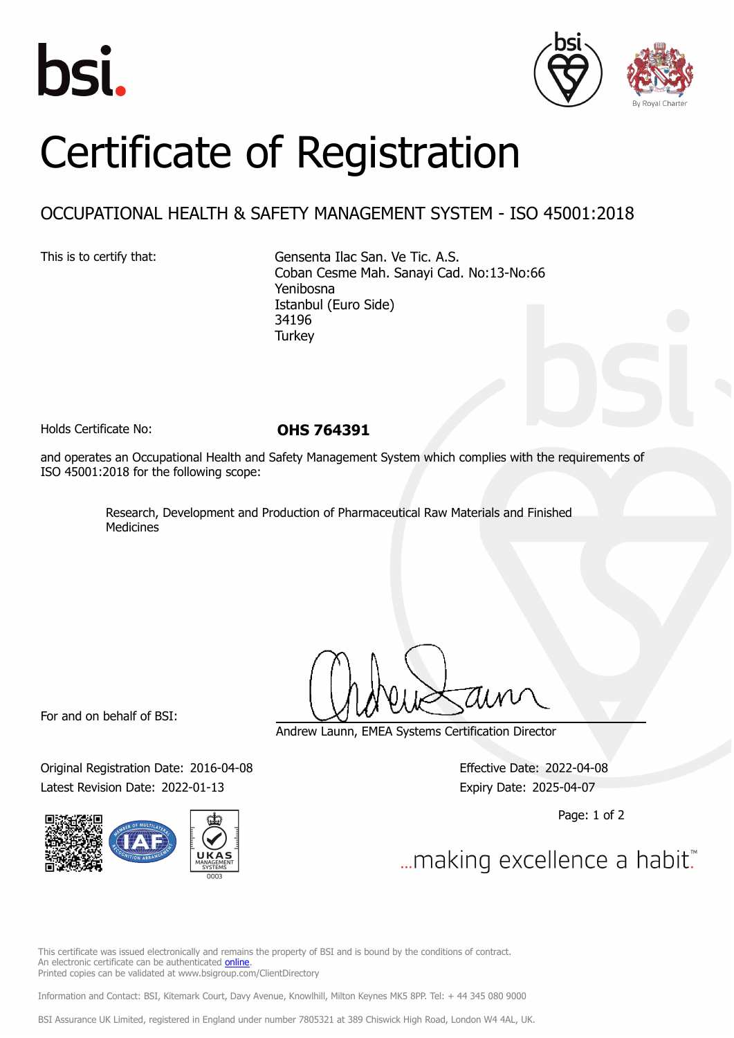# Certificate of Registration

## OCCUPATIONAL HEALTH & SAFETY MANAGEMENT SYSTEM - ISO 45001:2018

This is to certify that:

Gensenta Ilac San. Ve Tic. A.S.
Coban Cesme Mah. Sanayi Cad. No:13-No:66
Yenibosna
Istanbul (Euro Side)
34196
Turkey

Holds Certificate No: **OHS 764391**

and operates an Occupational Health and Safety Management System which complies with the requirements of ISO 45001:2018 for the following scope:

Research, Development and Production of Pharmaceutical Raw Materials and Finished Medicines

For and on behalf of BSI:

Andrew Launn, EMEA Systems Certification Director

Original Registration Date: 2016-04-08
Latest Revision Date: 2022-01-13

Effective Date: 2022-04-08
Expiry Date: 2025-04-07

...making excellence a habit.™

This certificate was issued electronically and remains the property of BSI and is bound by the conditions of contract.
An electronic certificate can be authenticated online.
Printed copies can be validated at www.bsigroup.com/ClientDirectory

Information and Contact: BSI, Kitemark Court, Davy Avenue, Knowlhill, Milton Keynes MK5 8PP. Tel: + 44 345 080 9000

BSI Assurance UK Limited, registered in England under number 7805321 at 389 Chiswick High Road, London W4 4AL, UK.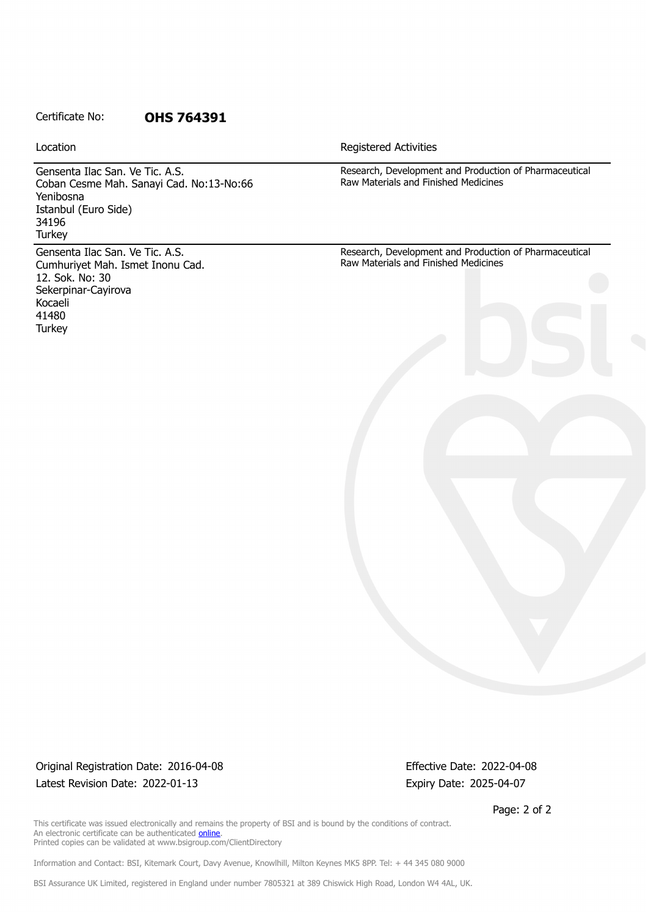Certificate No: **OHS 764391**

| Location | Registered Activities |
| --- | --- |
| Gensenta Ilac San. Ve Tic. A.S.<br>Coban Cesme Mah. Sanayi Cad. No:13-No:66<br>Yenibosna<br>Istanbul (Euro Side)<br>34196<br>Turkey | Research, Development and Production of Pharmaceutical Raw Materials and Finished Medicines |
| Gensenta Ilac San. Ve Tic. A.S.<br>Cumhuriyet Mah. Ismet Inonu Cad.<br>12. Sok. No: 30<br>Sekerpinar-Cayirova<br>Kocaeli<br>41480<br>Turkey | Research, Development and Production of Pharmaceutical Raw Materials and Finished Medicines |

Original Registration Date: 2016-04-08

Latest Revision Date: 2022-01-13

Effective Date: 2022-04-08

Expiry Date: 2025-04-07

This certificate was issued electronically and remains the property of BSI and is bound by the conditions of contract.
An electronic certificate can be authenticated online.
Printed copies can be validated at www.bsigroup.com/ClientDirectory

Information and Contact: BSI, Kitemark Court, Davy Avenue, Knowlhill, Milton Keynes MK5 8PP. Tel: + 44 345 080 9000

BSI Assurance UK Limited, registered in England under number 7805321 at 389 Chiswick High Road, London W4 4AL, UK.